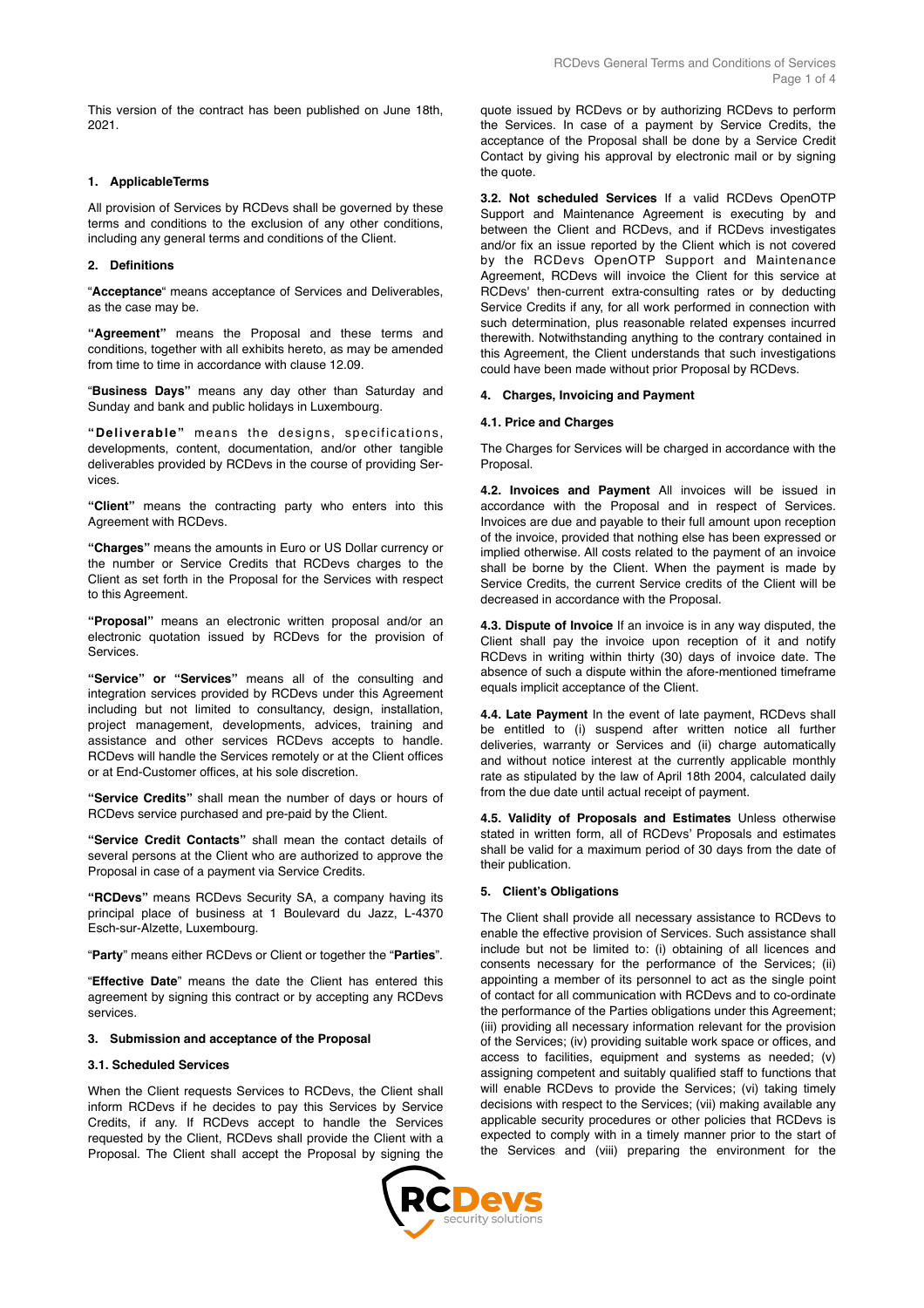This version of the contract has been published on June 18th, 2021.

## 1. ApplicableTerms

All provision of Services by RCDevs shall be governed by these terms and conditions to the exclusion of any other conditions, including any general terms and conditions of the Client.

## 2. Definitions

"**Acceptance**" means acceptance of Services and Deliverables, as the case may be.

**"Agreement"** means the Proposal and these terms and conditions, together with all exhibits hereto, as may be amended from time to time in accordance with clause 12.09.

"**Business Days**" means any day other than Saturday and Sunday and bank and public holidays in Luxembourg.

**"Deliverable"** means the designs, specifications, developments, content, documentation, and/or other tangible deliverables provided by RCDevs in the course of providing Services.

**"Client"** means the contracting party who enters into this Agreement with RCDevs.

**"Charges"** means the amounts in Euro or US Dollar currency or the number or Service Credits that RCDevs charges to the Client as set forth in the Proposal for the Services with respect to this Agreement.

**"Proposal"** means an electronic written proposal and/or an electronic quotation issued by RCDevs for the provision of Services.

**"Service" or "Services"** means all of the consulting and integration services provided by RCDevs under this Agreement including but not limited to consultancy, design, installation, project management, developments, advices, training and assistance and other services RCDevs accepts to handle. RCDevs will handle the Services remotely or at the Client offices or at End-Customer offices, at his sole discretion.

**"Service Credits"** shall mean the number of days or hours of RCDevs service purchased and pre-paid by the Client.

**"Service Credit Contacts"** shall mean the contact details of several persons at the Client who are authorized to approve the Proposal in case of a payment via Service Credits.

**"RCDevs"** means RCDevs Security SA, a company having its principal place of business at 1 Boulevard du Jazz, L-4370 Esch-sur-Alzette, Luxembourg.

"**Party**" means either RCDevs or Client or together the "**Parties**".

"**Effective Date**" means the date the Client has entered this agreement by signing this contract or by accepting any RCDevs services.

## 3. Submission and acceptance of the Proposal

### 3.1. Scheduled Services

When the Client requests Services to RCDevs, the Client shall inform RCDevs if he decides to pay this Services by Service Credits, if any. If RCDevs accept to handle the Services requested by the Client, RCDevs shall provide the Client with a Proposal. The Client shall accept the Proposal by signing the quote issued by RCDevs or by authorizing RCDevs to perform the Services. In case of a payment by Service Credits, the acceptance of the Proposal shall be done by a Service Credit Contact by giving his approval by electronic mail or by signing the quote.

**3.2. Not scheduled Services** If a valid RCDevs OpenOTP Support and Maintenance Agreement is executing by and between the Client and RCDevs, and if RCDevs investigates and/or fix an issue reported by the Client which is not covered by the RCDevs OpenOTP Support and Maintenance Agreement, RCDevs will invoice the Client for this service at RCDevs' then-current extra-consulting rates or by deducting Service Credits if any, for all work performed in connection with such determination, plus reasonable related expenses incurred therewith. Notwithstanding anything to the contrary contained in this Agreement, the Client understands that such investigations could have been made without prior Proposal by RCDevs.

## 4. Charges, Invoicing and Payment

### 4.1. Price and Charges

The Charges for Services will be charged in accordance with the Proposal.

**4.2. Invoices and Payment** All invoices will be issued in accordance with the Proposal and in respect of Services. Invoices are due and payable to their full amount upon reception of the invoice, provided that nothing else has been expressed or implied otherwise. All costs related to the payment of an invoice shall be borne by the Client. When the payment is made by Service Credits, the current Service credits of the Client will be decreased in accordance with the Proposal.

**4.3. Dispute of Invoice** If an invoice is in any way disputed, the Client shall pay the invoice upon reception of it and notify RCDevs in writing within thirty (30) days of invoice date. The absence of such a dispute within the afore-mentioned timeframe equals implicit acceptance of the Client.

**4.4. Late Payment** In the event of late payment, RCDevs shall be entitled to (i) suspend after written notice all further deliveries, warranty or Services and (ii) charge automatically and without notice interest at the currently applicable monthly rate as stipulated by the law of April 18th 2004, calculated daily from the due date until actual receipt of payment.

**4.5. Validity of Proposals and Estimates** Unless otherwise stated in written form, all of RCDevs' Proposals and estimates shall be valid for a maximum period of 30 days from the date of their publication.

## 5. Client's Obligations

The Client shall provide all necessary assistance to RCDevs to enable the effective provision of Services. Such assistance shall include but not be limited to: (i) obtaining of all licences and consents necessary for the performance of the Services; (ii) appointing a member of its personnel to act as the single point of contact for all communication with RCDevs and to co-ordinate the performance of the Parties obligations under this Agreement; (iii) providing all necessary information relevant for the provision of the Services; (iv) providing suitable work space or offices, and access to facilities, equipment and systems as needed; (v) assigning competent and suitably qualified staff to functions that will enable RCDevs to provide the Services; (vi) taking timely decisions with respect to the Services; (vii) making available any applicable security procedures or other policies that RCDevs is expected to comply with in a timely manner prior to the start of the Services and (viii) preparing the environment for the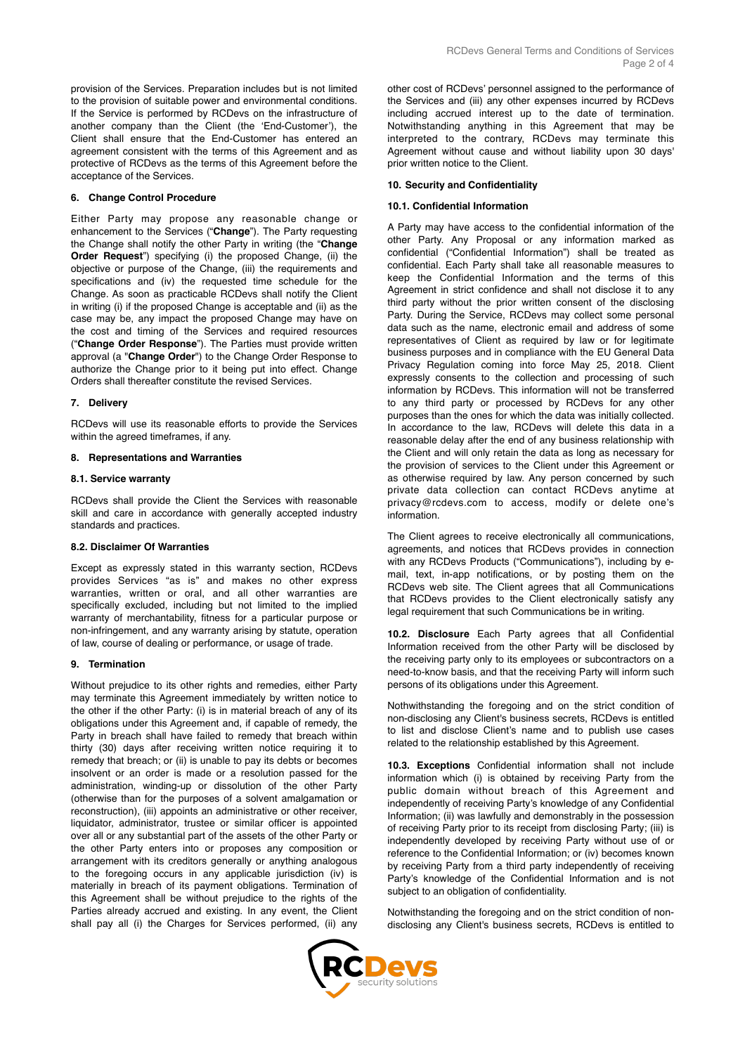provision of the Services. Preparation includes but is not limited to the provision of suitable power and environmental conditions. If the Service is performed by RCDevs on the infrastructure of another company than the Client (the 'End-Customer'), the Client shall ensure that the End-Customer has entered an agreement consistent with the terms of this Agreement and as protective of RCDevs as the terms of this Agreement before the acceptance of the Services.

### 6. Change Control Procedure

Either Party may propose any reasonable change or enhancement to the Services ("**Change**"). The Party requesting the Change shall notify the other Party in writing (the "**Change Order Request**") specifying (i) the proposed Change, (ii) the objective or purpose of the Change, (iii) the requirements and specifications and (iv) the requested time schedule for the Change. As soon as practicable RCDevs shall notify the Client in writing (i) if the proposed Change is acceptable and (ii) as the case may be, any impact the proposed Change may have on the cost and timing of the Services and required resources ("**Change Order Response**"). The Parties must provide written approval (a "**Change Order**") to the Change Order Response to authorize the Change prior to it being put into effect. Change Orders shall thereafter constitute the revised Services.

### 7. Delivery

RCDevs will use its reasonable efforts to provide the Services within the agreed timeframes, if any.

### 8. Representations and Warranties

#### 8.1. Service warranty

RCDevs shall provide the Client the Services with reasonable skill and care in accordance with generally accepted industry standards and practices.

#### 8.2. Disclaimer Of Warranties

Except as expressly stated in this warranty section, RCDevs provides Services "as is" and makes no other express warranties, written or oral, and all other warranties are specifically excluded, including but not limited to the implied warranty of merchantability, fitness for a particular purpose or non-infringement, and any warranty arising by statute, operation of law, course of dealing or performance, or usage of trade.

### 9. Termination

Without prejudice to its other rights and remedies, either Party may terminate this Agreement immediately by written notice to the other if the other Party: (i) is in material breach of any of its obligations under this Agreement and, if capable of remedy, the Party in breach shall have failed to remedy that breach within thirty (30) days after receiving written notice requiring it to remedy that breach; or (ii) is unable to pay its debts or becomes insolvent or an order is made or a resolution passed for the administration, winding-up or dissolution of the other Party (otherwise than for the purposes of a solvent amalgamation or reconstruction), (iii) appoints an administrative or other receiver, liquidator, administrator, trustee or similar officer is appointed over all or any substantial part of the assets of the other Party or the other Party enters into or proposes any composition or arrangement with its creditors generally or anything analogous to the foregoing occurs in any applicable jurisdiction (iv) is materially in breach of its payment obligations. Termination of this Agreement shall be without prejudice to the rights of the Parties already accrued and existing. In any event, the Client shall pay all (i) the Charges for Services performed, (ii) any other cost of RCDevs' personnel assigned to the performance of the Services and (iii) any other expenses incurred by RCDevs including accrued interest up to the date of termination. Notwithstanding anything in this Agreement that may be interpreted to the contrary, RCDevs may terminate this Agreement without cause and without liability upon 30 days' prior written notice to the Client.

### 10. Security and Confidentiality

#### 10.1. Confidential Information

A Party may have access to the confidential information of the other Party. Any Proposal or any information marked as confidential ("Confidential Information") shall be treated as confidential. Each Party shall take all reasonable measures to keep the Confidential Information and the terms of this Agreement in strict confidence and shall not disclose it to any third party without the prior written consent of the disclosing Party. During the Service, RCDevs may collect some personal data such as the name, electronic email and address of some representatives of Client as required by law or for legitimate business purposes and in compliance with the EU General Data Privacy Regulation coming into force May 25, 2018. Client expressly consents to the collection and processing of such information by RCDevs. This information will not be transferred to any third party or processed by RCDevs for any other purposes than the ones for which the data was initially collected. In accordance to the law, RCDevs will delete this data in a reasonable delay after the end of any business relationship with the Client and will only retain the data as long as necessary for the provision of services to the Client under this Agreement or as otherwise required by law. Any person concerned by such private data collection can contact RCDevs anytime at privacy@rcdevs.com to access, modify or delete one's information.

The Client agrees to receive electronically all communications, agreements, and notices that RCDevs provides in connection with any RCDevs Products ("Communications"), including by e-mail, text, in-app notifications, or by posting them on the RCDevs web site. The Client agrees that all Communications that RCDevs provides to the Client electronically satisfy any legal requirement that such Communications be in writing.

**10.2. Disclosure** Each Party agrees that all Confidential Information received from the other Party will be disclosed by the receiving party only to its employees or subcontractors on a need-to-know basis, and that the receiving Party will inform such persons of its obligations under this Agreement.

Nothwithstanding the foregoing and on the strict condition of non-disclosing any Client's business secrets, RCDevs is entitled to list and disclose Client's name and to publish use cases related to the relationship established by this Agreement.

**10.3. Exceptions** Confidential information shall not include information which (i) is obtained by receiving Party from the public domain without breach of this Agreement and independently of receiving Party's knowledge of any Confidential Information; (ii) was lawfully and demonstrably in the possession of receiving Party prior to its receipt from disclosing Party; (iii) is independently developed by receiving Party without use of or reference to the Confidential Information; or (iv) becomes known by receiving Party from a third party independently of receiving Party's knowledge of the Confidential Information and is not subject to an obligation of confidentiality.

Notwithstanding the foregoing and on the strict condition of non-disclosing any Client's business secrets, RCDevs is entitled to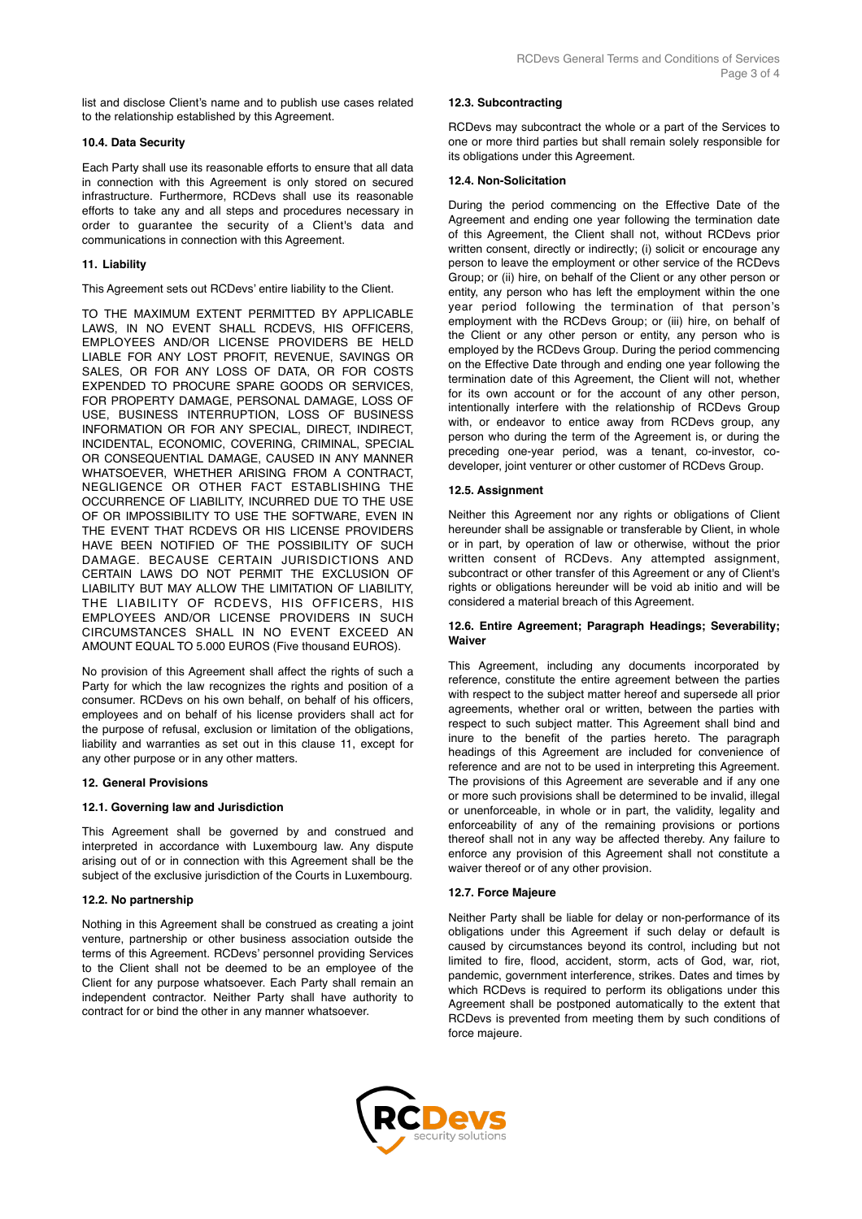list and disclose Client's name and to publish use cases related to the relationship established by this Agreement.

### 10.4. Data Security

Each Party shall use its reasonable efforts to ensure that all data in connection with this Agreement is only stored on secured infrastructure. Furthermore, RCDevs shall use its reasonable efforts to take any and all steps and procedures necessary in order to guarantee the security of a Client's data and communications in connection with this Agreement.

## 11. Liability

This Agreement sets out RCDevs' entire liability to the Client.

TO THE MAXIMUM EXTENT PERMITTED BY APPLICABLE LAWS, IN NO EVENT SHALL RCDEVS, HIS OFFICERS, EMPLOYEES AND/OR LICENSE PROVIDERS BE HELD LIABLE FOR ANY LOST PROFIT, REVENUE, SAVINGS OR SALES, OR FOR ANY LOSS OF DATA, OR FOR COSTS EXPENDED TO PROCURE SPARE GOODS OR SERVICES, FOR PROPERTY DAMAGE, PERSONAL DAMAGE, LOSS OF USE, BUSINESS INTERRUPTION, LOSS OF BUSINESS INFORMATION OR FOR ANY SPECIAL, DIRECT, INDIRECT, INCIDENTAL, ECONOMIC, COVERING, CRIMINAL, SPECIAL OR CONSEQUENTIAL DAMAGE, CAUSED IN ANY MANNER WHATSOEVER, WHETHER ARISING FROM A CONTRACT, NEGLIGENCE OR OTHER FACT ESTABLISHING THE OCCURRENCE OF LIABILITY, INCURRED DUE TO THE USE OF OR IMPOSSIBILITY TO USE THE SOFTWARE, EVEN IN THE EVENT THAT RCDEVS OR HIS LICENSE PROVIDERS HAVE BEEN NOTIFIED OF THE POSSIBILITY OF SUCH DAMAGE. BECAUSE CERTAIN JURISDICTIONS AND CERTAIN LAWS DO NOT PERMIT THE EXCLUSION OF LIABILITY BUT MAY ALLOW THE LIMITATION OF LIABILITY, THE LIABILITY OF RCDEVS, HIS OFFICERS, HIS EMPLOYEES AND/OR LICENSE PROVIDERS IN SUCH CIRCUMSTANCES SHALL IN NO EVENT EXCEED AN AMOUNT EQUAL TO 5.000 EUROS (Five thousand EUROS).

No provision of this Agreement shall affect the rights of such a Party for which the law recognizes the rights and position of a consumer. RCDevs on his own behalf, on behalf of his officers, employees and on behalf of his license providers shall act for the purpose of refusal, exclusion or limitation of the obligations, liability and warranties as set out in this clause 11, except for any other purpose or in any other matters.

## 12. General Provisions

### 12.1. Governing law and Jurisdiction

This Agreement shall be governed by and construed and interpreted in accordance with Luxembourg law. Any dispute arising out of or in connection with this Agreement shall be the subject of the exclusive jurisdiction of the Courts in Luxembourg.

### 12.2. No partnership

Nothing in this Agreement shall be construed as creating a joint venture, partnership or other business association outside the terms of this Agreement. RCDevs' personnel providing Services to the Client shall not be deemed to be an employee of the Client for any purpose whatsoever. Each Party shall remain an independent contractor. Neither Party shall have authority to contract for or bind the other in any manner whatsoever.

### 12.3. Subcontracting

RCDevs may subcontract the whole or a part of the Services to one or more third parties but shall remain solely responsible for its obligations under this Agreement.

### 12.4. Non-Solicitation

During the period commencing on the Effective Date of the Agreement and ending one year following the termination date of this Agreement, the Client shall not, without RCDevs prior written consent, directly or indirectly; (i) solicit or encourage any person to leave the employment or other service of the RCDevs Group; or (ii) hire, on behalf of the Client or any other person or entity, any person who has left the employment within the one year period following the termination of that person's employment with the RCDevs Group; or (iii) hire, on behalf of the Client or any other person or entity, any person who is employed by the RCDevs Group. During the period commencing on the Effective Date through and ending one year following the termination date of this Agreement, the Client will not, whether for its own account or for the account of any other person, intentionally interfere with the relationship of RCDevs Group with, or endeavor to entice away from RCDevs group, any person who during the term of the Agreement is, or during the preceding one-year period, was a tenant, co-investor, co-developer, joint venturer or other customer of RCDevs Group.

### 12.5. Assignment

Neither this Agreement nor any rights or obligations of Client hereunder shall be assignable or transferable by Client, in whole or in part, by operation of law or otherwise, without the prior written consent of RCDevs. Any attempted assignment, subcontract or other transfer of this Agreement or any of Client's rights or obligations hereunder will be void ab initio and will be considered a material breach of this Agreement.

### 12.6. Entire Agreement; Paragraph Headings; Severability; Waiver

This Agreement, including any documents incorporated by reference, constitute the entire agreement between the parties with respect to the subject matter hereof and supersede all prior agreements, whether oral or written, between the parties with respect to such subject matter. This Agreement shall bind and inure to the benefit of the parties hereto. The paragraph headings of this Agreement are included for convenience of reference and are not to be used in interpreting this Agreement. The provisions of this Agreement are severable and if any one or more such provisions shall be determined to be invalid, illegal or unenforceable, in whole or in part, the validity, legality and enforceability of any of the remaining provisions or portions thereof shall not in any way be affected thereby. Any failure to enforce any provision of this Agreement shall not constitute a waiver thereof or of any other provision.

### 12.7. Force Majeure

Neither Party shall be liable for delay or non-performance of its obligations under this Agreement if such delay or default is caused by circumstances beyond its control, including but not limited to fire, flood, accident, storm, acts of God, war, riot, pandemic, government interference, strikes. Dates and times by which RCDevs is required to perform its obligations under this Agreement shall be postponed automatically to the extent that RCDevs is prevented from meeting them by such conditions of force majeure.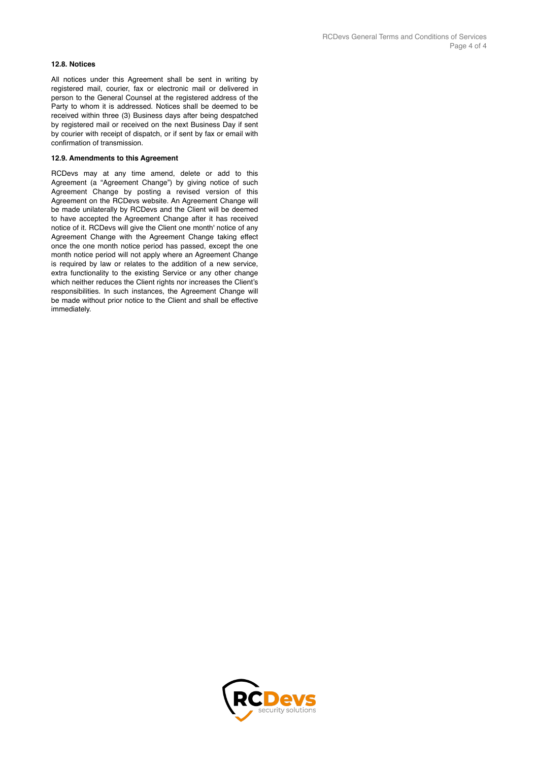#### 12.8. Notices

All notices under this Agreement shall be sent in writing by registered mail, courier, fax or electronic mail or delivered in person to the General Counsel at the registered address of the Party to whom it is addressed. Notices shall be deemed to be received within three (3) Business days after being despatched by registered mail or received on the next Business Day if sent by courier with receipt of dispatch, or if sent by fax or email with confirmation of transmission.

#### 12.9. Amendments to this Agreement

RCDevs may at any time amend, delete or add to this Agreement (a "Agreement Change") by giving notice of such Agreement Change by posting a revised version of this Agreement on the RCDevs website. An Agreement Change will be made unilaterally by RCDevs and the Client will be deemed to have accepted the Agreement Change after it has received notice of it. RCDevs will give the Client one month' notice of any Agreement Change with the Agreement Change taking effect once the one month notice period has passed, except the one month notice period will not apply where an Agreement Change is required by law or relates to the addition of a new service, extra functionality to the existing Service or any other change which neither reduces the Client rights nor increases the Client's responsibilities. In such instances, the Agreement Change will be made without prior notice to the Client and shall be effective immediately.